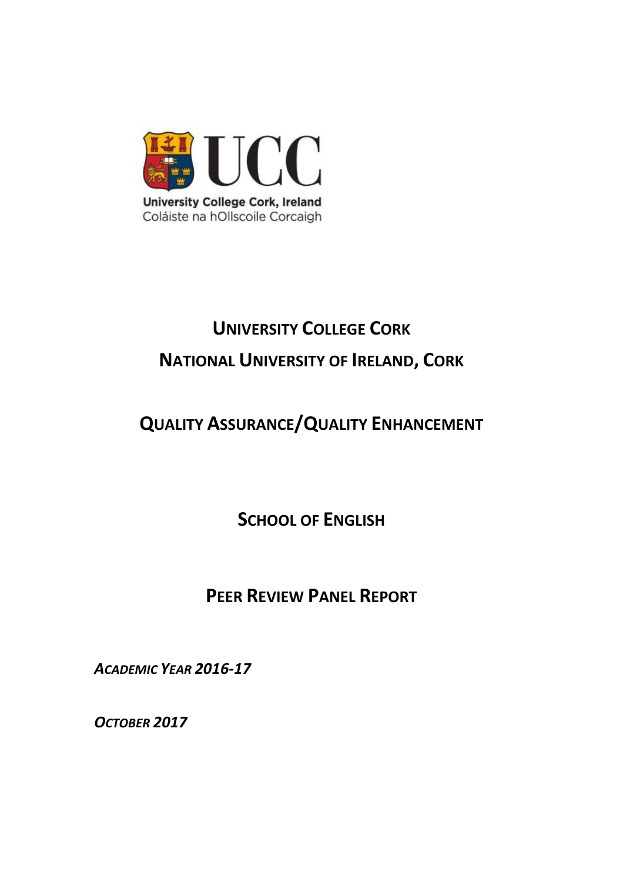University College Cork, Ireland
Coláiste na hOllscoile Corcaigh

# UNIVERSITY COLLEGE CORK

# NATIONAL UNIVERSITY OF IRELAND, CORK

## QUALITY ASSURANCE/QUALITY ENHANCEMENT

## SCHOOL OF ENGLISH

## PEER REVIEW PANEL REPORT

***ACADEMIC YEAR 2016-17***

***OCTOBER 2017***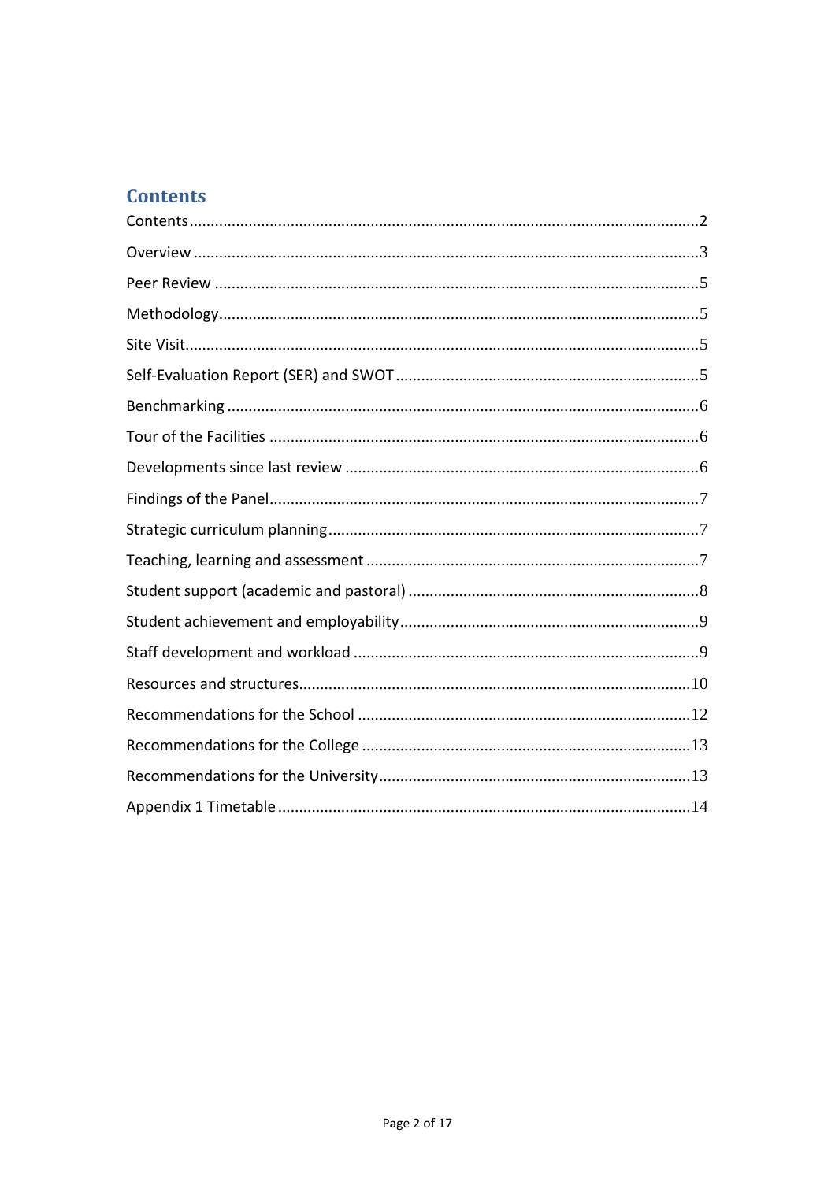## Contents

Contents....................................................................................................2
Overview....................................................................................................3
Peer Review ..............................................................................................5
Methodology..............................................................................................5
Site Visit....................................................................................................5
Self-Evaluation Report (SER) and SWOT ....................................................5
Benchmarking ...........................................................................................6
Tour of the Facilities ..................................................................................6
Developments since last review ..................................................................6
Findings of the Panel..................................................................................7
Strategic curriculum planning......................................................................7
Teaching, learning and assessment .............................................................7
Student support (academic and pastoral) ....................................................8
Student achievement and employability.......................................................9
Staff development and workload .................................................................9
Resources and structures...........................................................................10
Recommendations for the School ..............................................................12
Recommendations for the College .............................................................13
Recommendations for the University..........................................................13
Appendix 1 Timetable ................................................................................14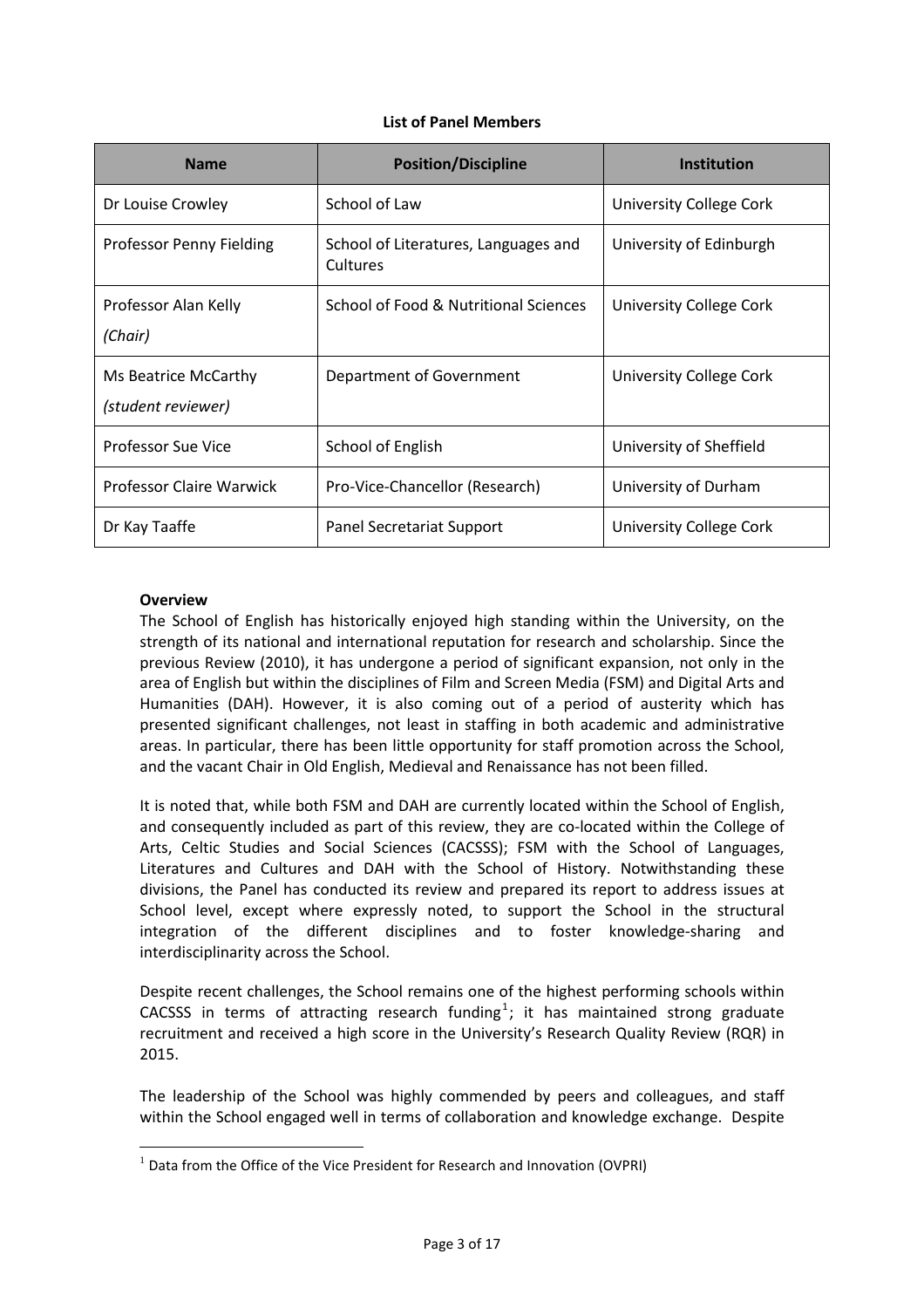**List of Panel Members**

| Name | Position/Discipline | Institution |
|---|---|---|
| Dr Louise Crowley | School of Law | University College Cork |
| Professor Penny Fielding | School of Literatures, Languages and Cultures | University of Edinburgh |
| Professor Alan Kelly *(Chair)* | School of Food & Nutritional Sciences | University College Cork |
| Ms Beatrice McCarthy *(student reviewer)* | Department of Government | University College Cork |
| Professor Sue Vice | School of English | University of Sheffield |
| Professor Claire Warwick | Pro-Vice-Chancellor (Research) | University of Durham |
| Dr Kay Taaffe | Panel Secretariat Support | University College Cork |

**Overview**

The School of English has historically enjoyed high standing within the University, on the strength of its national and international reputation for research and scholarship. Since the previous Review (2010), it has undergone a period of significant expansion, not only in the area of English but within the disciplines of Film and Screen Media (FSM) and Digital Arts and Humanities (DAH). However, it is also coming out of a period of austerity which has presented significant challenges, not least in staffing in both academic and administrative areas. In particular, there has been little opportunity for staff promotion across the School, and the vacant Chair in Old English, Medieval and Renaissance has not been filled.

It is noted that, while both FSM and DAH are currently located within the School of English, and consequently included as part of this review, they are co-located within the College of Arts, Celtic Studies and Social Sciences (CACSSS); FSM with the School of Languages, Literatures and Cultures and DAH with the School of History. Notwithstanding these divisions, the Panel has conducted its review and prepared its report to address issues at School level, except where expressly noted, to support the School in the structural integration of the different disciplines and to foster knowledge-sharing and interdisciplinarity across the School.

Despite recent challenges, the School remains one of the highest performing schools within CACSSS in terms of attracting research funding[1]; it has maintained strong graduate recruitment and received a high score in the University's Research Quality Review (RQR) in 2015.

The leadership of the School was highly commended by peers and colleagues, and staff within the School engaged well in terms of collaboration and knowledge exchange. Despite

[1] Data from the Office of the Vice President for Research and Innovation (OVPRI)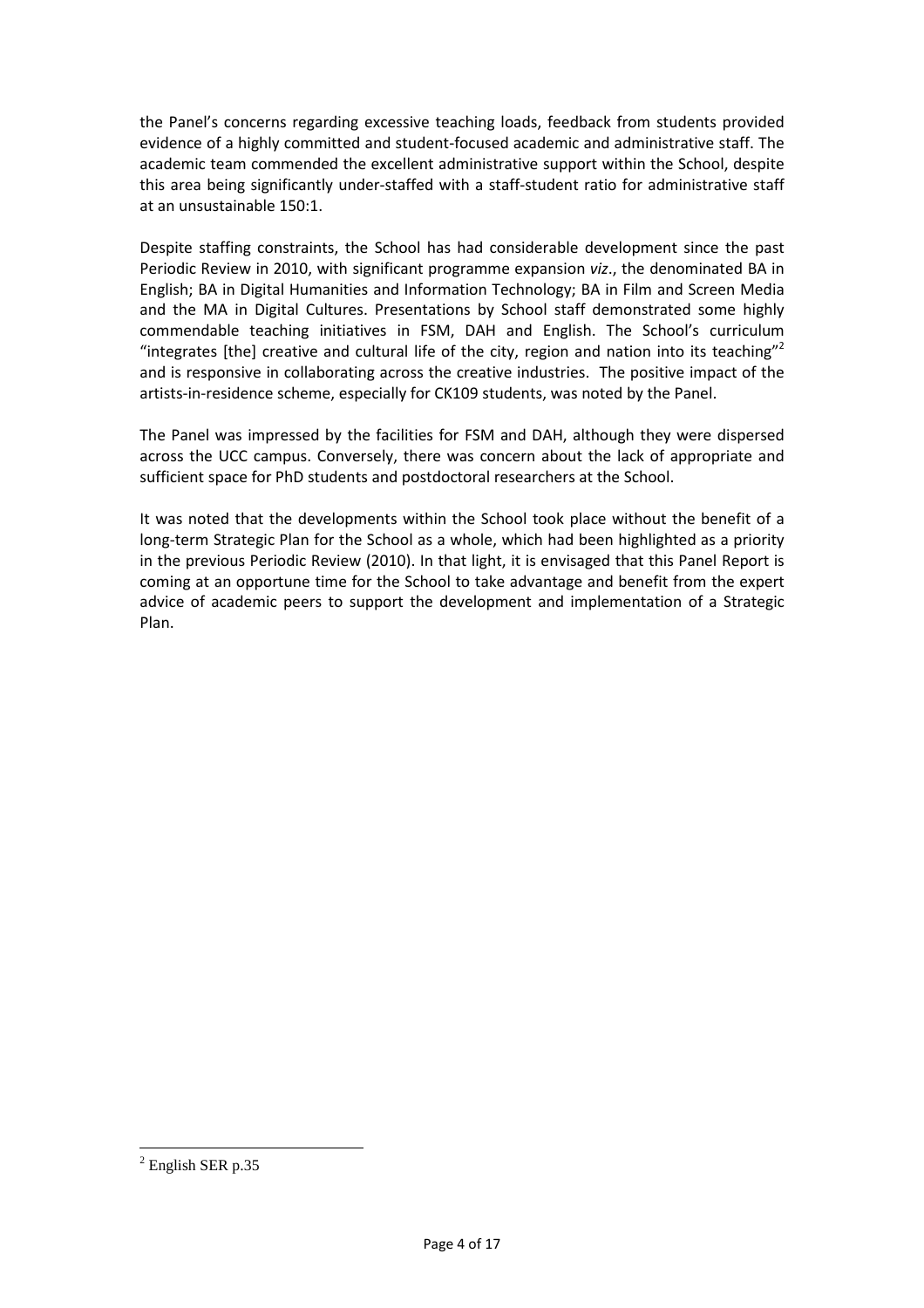the Panel's concerns regarding excessive teaching loads, feedback from students provided evidence of a highly committed and student-focused academic and administrative staff. The academic team commended the excellent administrative support within the School, despite this area being significantly under-staffed with a staff-student ratio for administrative staff at an unsustainable 150:1.

Despite staffing constraints, the School has had considerable development since the past Periodic Review in 2010, with significant programme expansion *viz*., the denominated BA in English; BA in Digital Humanities and Information Technology; BA in Film and Screen Media and the MA in Digital Cultures. Presentations by School staff demonstrated some highly commendable teaching initiatives in FSM, DAH and English. The School's curriculum "integrates [the] creative and cultural life of the city, region and nation into its teaching"[2] and is responsive in collaborating across the creative industries. The positive impact of the artists-in-residence scheme, especially for CK109 students, was noted by the Panel.

The Panel was impressed by the facilities for FSM and DAH, although they were dispersed across the UCC campus. Conversely, there was concern about the lack of appropriate and sufficient space for PhD students and postdoctoral researchers at the School.

It was noted that the developments within the School took place without the benefit of a long-term Strategic Plan for the School as a whole, which had been highlighted as a priority in the previous Periodic Review (2010). In that light, it is envisaged that this Panel Report is coming at an opportune time for the School to take advantage and benefit from the expert advice of academic peers to support the development and implementation of a Strategic Plan.

---

[2] English SER p.35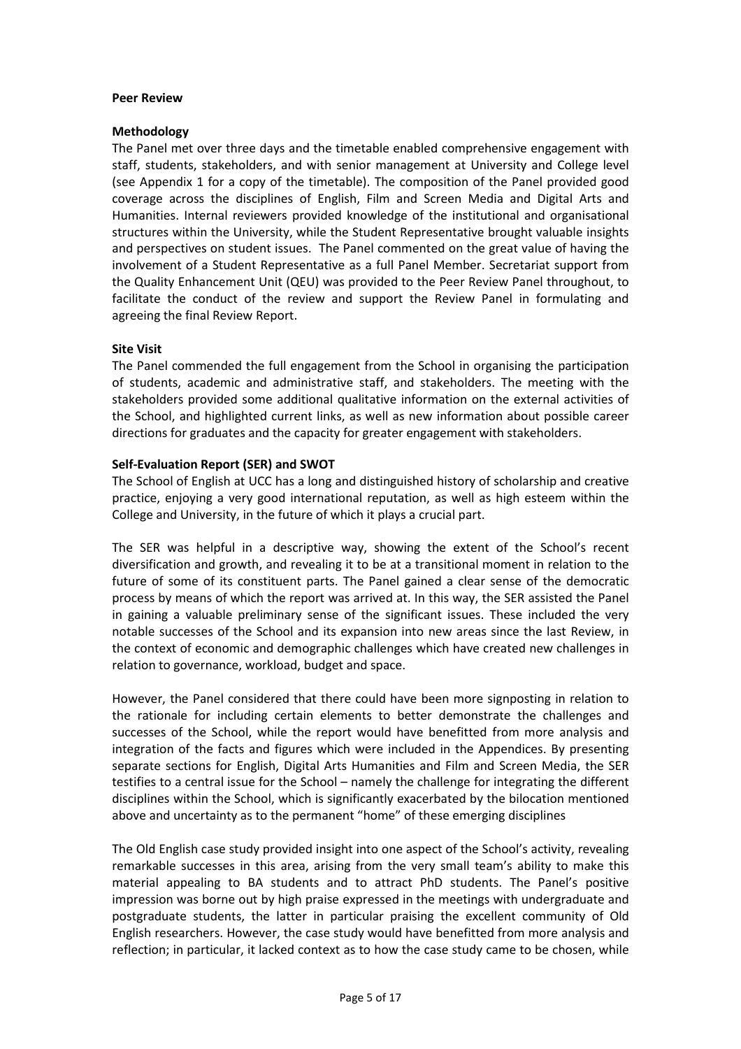**Peer Review**

**Methodology**

The Panel met over three days and the timetable enabled comprehensive engagement with staff, students, stakeholders, and with senior management at University and College level (see Appendix 1 for a copy of the timetable). The composition of the Panel provided good coverage across the disciplines of English, Film and Screen Media and Digital Arts and Humanities. Internal reviewers provided knowledge of the institutional and organisational structures within the University, while the Student Representative brought valuable insights and perspectives on student issues. The Panel commented on the great value of having the involvement of a Student Representative as a full Panel Member. Secretariat support from the Quality Enhancement Unit (QEU) was provided to the Peer Review Panel throughout, to facilitate the conduct of the review and support the Review Panel in formulating and agreeing the final Review Report.

**Site Visit**

The Panel commended the full engagement from the School in organising the participation of students, academic and administrative staff, and stakeholders. The meeting with the stakeholders provided some additional qualitative information on the external activities of the School, and highlighted current links, as well as new information about possible career directions for graduates and the capacity for greater engagement with stakeholders.

**Self-Evaluation Report (SER) and SWOT**

The School of English at UCC has a long and distinguished history of scholarship and creative practice, enjoying a very good international reputation, as well as high esteem within the College and University, in the future of which it plays a crucial part.

The SER was helpful in a descriptive way, showing the extent of the School's recent diversification and growth, and revealing it to be at a transitional moment in relation to the future of some of its constituent parts. The Panel gained a clear sense of the democratic process by means of which the report was arrived at. In this way, the SER assisted the Panel in gaining a valuable preliminary sense of the significant issues. These included the very notable successes of the School and its expansion into new areas since the last Review, in the context of economic and demographic challenges which have created new challenges in relation to governance, workload, budget and space.

However, the Panel considered that there could have been more signposting in relation to the rationale for including certain elements to better demonstrate the challenges and successes of the School, while the report would have benefitted from more analysis and integration of the facts and figures which were included in the Appendices. By presenting separate sections for English, Digital Arts Humanities and Film and Screen Media, the SER testifies to a central issue for the School – namely the challenge for integrating the different disciplines within the School, which is significantly exacerbated by the bilocation mentioned above and uncertainty as to the permanent "home" of these emerging disciplines

The Old English case study provided insight into one aspect of the School's activity, revealing remarkable successes in this area, arising from the very small team's ability to make this material appealing to BA students and to attract PhD students. The Panel's positive impression was borne out by high praise expressed in the meetings with undergraduate and postgraduate students, the latter in particular praising the excellent community of Old English researchers. However, the case study would have benefitted from more analysis and reflection; in particular, it lacked context as to how the case study came to be chosen, while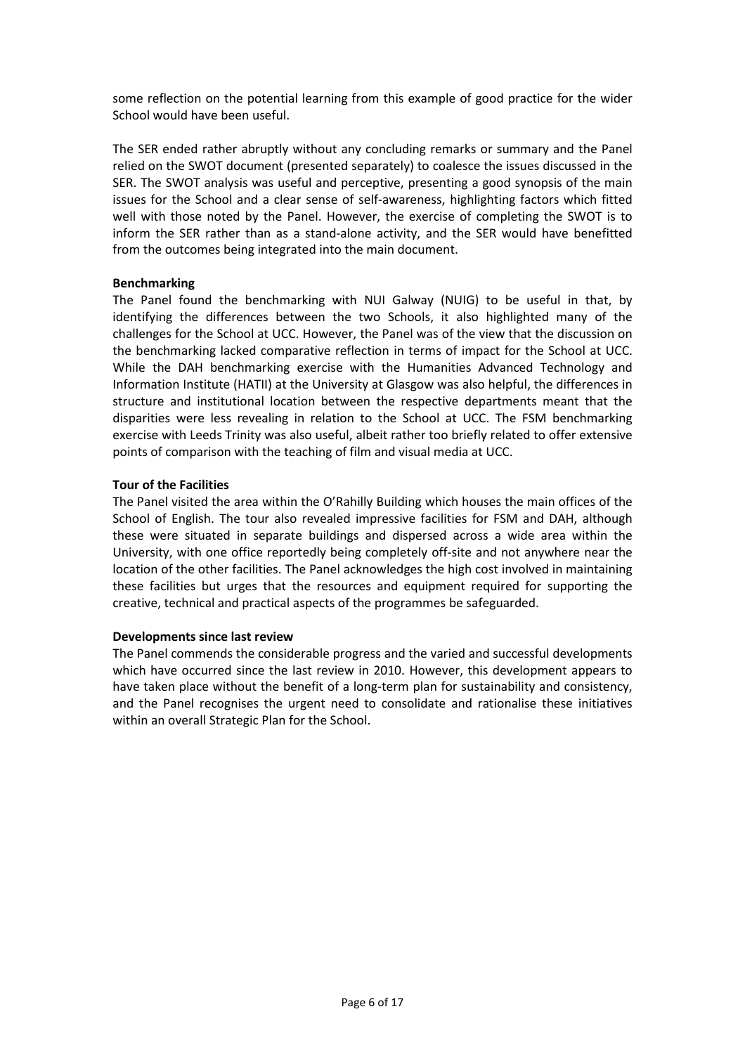some reflection on the potential learning from this example of good practice for the wider School would have been useful.

The SER ended rather abruptly without any concluding remarks or summary and the Panel relied on the SWOT document (presented separately) to coalesce the issues discussed in the SER. The SWOT analysis was useful and perceptive, presenting a good synopsis of the main issues for the School and a clear sense of self-awareness, highlighting factors which fitted well with those noted by the Panel. However, the exercise of completing the SWOT is to inform the SER rather than as a stand-alone activity, and the SER would have benefitted from the outcomes being integrated into the main document.

**Benchmarking**

The Panel found the benchmarking with NUI Galway (NUIG) to be useful in that, by identifying the differences between the two Schools, it also highlighted many of the challenges for the School at UCC. However, the Panel was of the view that the discussion on the benchmarking lacked comparative reflection in terms of impact for the School at UCC. While the DAH benchmarking exercise with the Humanities Advanced Technology and Information Institute (HATII) at the University at Glasgow was also helpful, the differences in structure and institutional location between the respective departments meant that the disparities were less revealing in relation to the School at UCC. The FSM benchmarking exercise with Leeds Trinity was also useful, albeit rather too briefly related to offer extensive points of comparison with the teaching of film and visual media at UCC.

**Tour of the Facilities**

The Panel visited the area within the O'Rahilly Building which houses the main offices of the School of English. The tour also revealed impressive facilities for FSM and DAH, although these were situated in separate buildings and dispersed across a wide area within the University, with one office reportedly being completely off-site and not anywhere near the location of the other facilities. The Panel acknowledges the high cost involved in maintaining these facilities but urges that the resources and equipment required for supporting the creative, technical and practical aspects of the programmes be safeguarded.

**Developments since last review**

The Panel commends the considerable progress and the varied and successful developments which have occurred since the last review in 2010. However, this development appears to have taken place without the benefit of a long-term plan for sustainability and consistency, and the Panel recognises the urgent need to consolidate and rationalise these initiatives within an overall Strategic Plan for the School.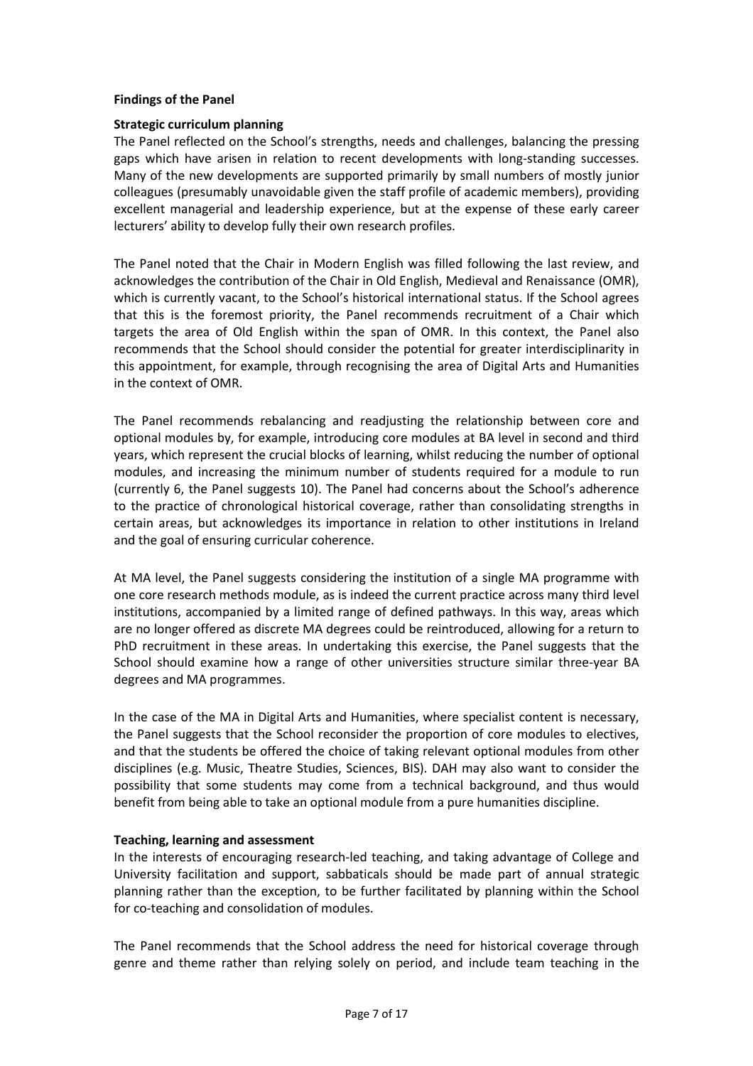**Findings of the Panel**

**Strategic curriculum planning**

The Panel reflected on the School's strengths, needs and challenges, balancing the pressing gaps which have arisen in relation to recent developments with long-standing successes. Many of the new developments are supported primarily by small numbers of mostly junior colleagues (presumably unavoidable given the staff profile of academic members), providing excellent managerial and leadership experience, but at the expense of these early career lecturers' ability to develop fully their own research profiles.

The Panel noted that the Chair in Modern English was filled following the last review, and acknowledges the contribution of the Chair in Old English, Medieval and Renaissance (OMR), which is currently vacant, to the School's historical international status. If the School agrees that this is the foremost priority, the Panel recommends recruitment of a Chair which targets the area of Old English within the span of OMR. In this context, the Panel also recommends that the School should consider the potential for greater interdisciplinarity in this appointment, for example, through recognising the area of Digital Arts and Humanities in the context of OMR.

The Panel recommends rebalancing and readjusting the relationship between core and optional modules by, for example, introducing core modules at BA level in second and third years, which represent the crucial blocks of learning, whilst reducing the number of optional modules, and increasing the minimum number of students required for a module to run (currently 6, the Panel suggests 10). The Panel had concerns about the School's adherence to the practice of chronological historical coverage, rather than consolidating strengths in certain areas, but acknowledges its importance in relation to other institutions in Ireland and the goal of ensuring curricular coherence.

At MA level, the Panel suggests considering the institution of a single MA programme with one core research methods module, as is indeed the current practice across many third level institutions, accompanied by a limited range of defined pathways. In this way, areas which are no longer offered as discrete MA degrees could be reintroduced, allowing for a return to PhD recruitment in these areas. In undertaking this exercise, the Panel suggests that the School should examine how a range of other universities structure similar three-year BA degrees and MA programmes.

In the case of the MA in Digital Arts and Humanities, where specialist content is necessary, the Panel suggests that the School reconsider the proportion of core modules to electives, and that the students be offered the choice of taking relevant optional modules from other disciplines (e.g. Music, Theatre Studies, Sciences, BIS). DAH may also want to consider the possibility that some students may come from a technical background, and thus would benefit from being able to take an optional module from a pure humanities discipline.

**Teaching, learning and assessment**

In the interests of encouraging research-led teaching, and taking advantage of College and University facilitation and support, sabbaticals should be made part of annual strategic planning rather than the exception, to be further facilitated by planning within the School for co-teaching and consolidation of modules.

The Panel recommends that the School address the need for historical coverage through genre and theme rather than relying solely on period, and include team teaching in the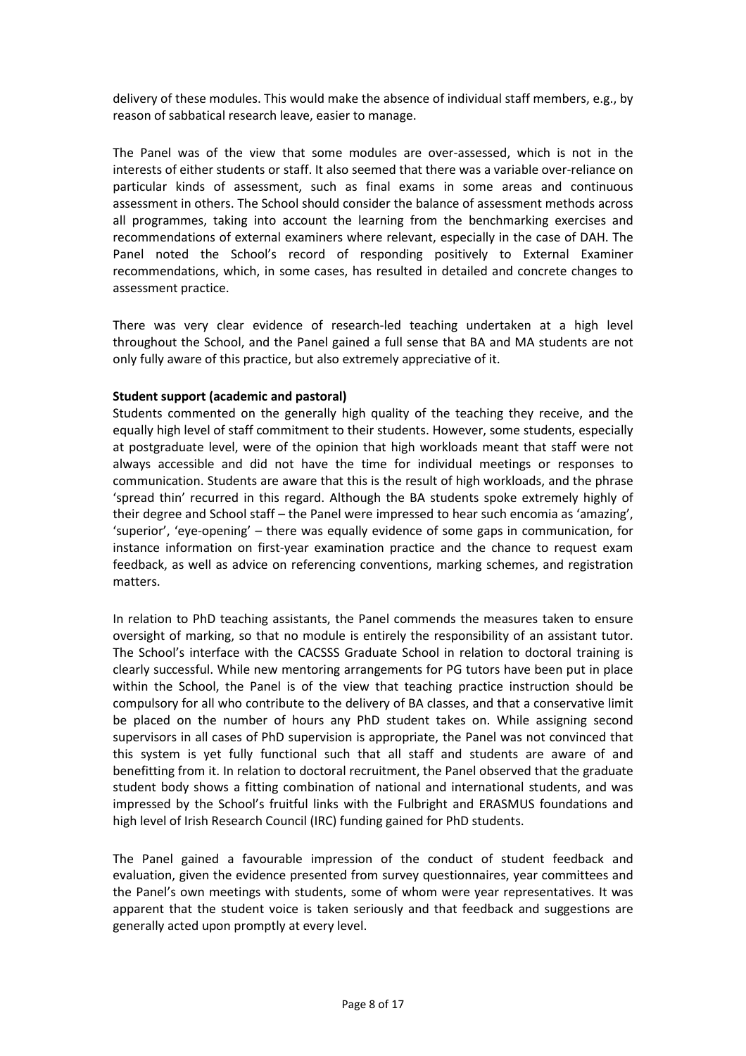delivery of these modules. This would make the absence of individual staff members, e.g., by reason of sabbatical research leave, easier to manage.

The Panel was of the view that some modules are over-assessed, which is not in the interests of either students or staff. It also seemed that there was a variable over-reliance on particular kinds of assessment, such as final exams in some areas and continuous assessment in others. The School should consider the balance of assessment methods across all programmes, taking into account the learning from the benchmarking exercises and recommendations of external examiners where relevant, especially in the case of DAH. The Panel noted the School's record of responding positively to External Examiner recommendations, which, in some cases, has resulted in detailed and concrete changes to assessment practice.

There was very clear evidence of research-led teaching undertaken at a high level throughout the School, and the Panel gained a full sense that BA and MA students are not only fully aware of this practice, but also extremely appreciative of it.

**Student support (academic and pastoral)**

Students commented on the generally high quality of the teaching they receive, and the equally high level of staff commitment to their students. However, some students, especially at postgraduate level, were of the opinion that high workloads meant that staff were not always accessible and did not have the time for individual meetings or responses to communication. Students are aware that this is the result of high workloads, and the phrase 'spread thin' recurred in this regard. Although the BA students spoke extremely highly of their degree and School staff – the Panel were impressed to hear such encomia as 'amazing', 'superior', 'eye-opening' – there was equally evidence of some gaps in communication, for instance information on first-year examination practice and the chance to request exam feedback, as well as advice on referencing conventions, marking schemes, and registration matters.

In relation to PhD teaching assistants, the Panel commends the measures taken to ensure oversight of marking, so that no module is entirely the responsibility of an assistant tutor. The School's interface with the CACSSS Graduate School in relation to doctoral training is clearly successful. While new mentoring arrangements for PG tutors have been put in place within the School, the Panel is of the view that teaching practice instruction should be compulsory for all who contribute to the delivery of BA classes, and that a conservative limit be placed on the number of hours any PhD student takes on. While assigning second supervisors in all cases of PhD supervision is appropriate, the Panel was not convinced that this system is yet fully functional such that all staff and students are aware of and benefitting from it. In relation to doctoral recruitment, the Panel observed that the graduate student body shows a fitting combination of national and international students, and was impressed by the School's fruitful links with the Fulbright and ERASMUS foundations and high level of Irish Research Council (IRC) funding gained for PhD students.

The Panel gained a favourable impression of the conduct of student feedback and evaluation, given the evidence presented from survey questionnaires, year committees and the Panel's own meetings with students, some of whom were year representatives. It was apparent that the student voice is taken seriously and that feedback and suggestions are generally acted upon promptly at every level.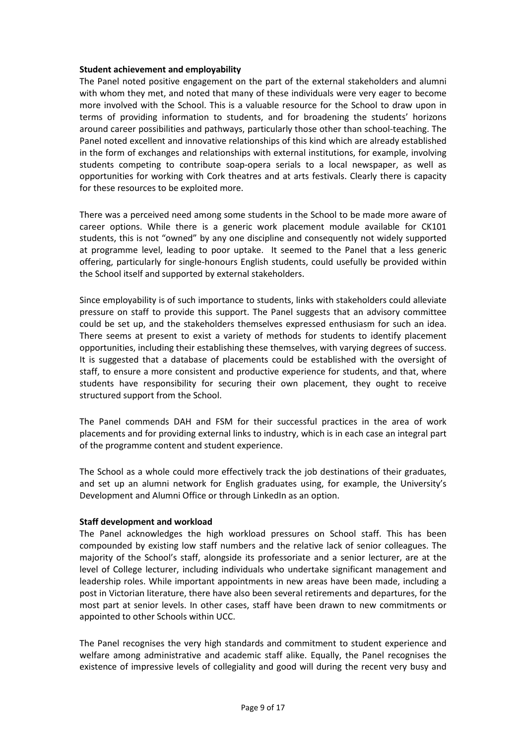**Student achievement and employability**

The Panel noted positive engagement on the part of the external stakeholders and alumni with whom they met, and noted that many of these individuals were very eager to become more involved with the School. This is a valuable resource for the School to draw upon in terms of providing information to students, and for broadening the students' horizons around career possibilities and pathways, particularly those other than school-teaching. The Panel noted excellent and innovative relationships of this kind which are already established in the form of exchanges and relationships with external institutions, for example, involving students competing to contribute soap-opera serials to a local newspaper, as well as opportunities for working with Cork theatres and at arts festivals. Clearly there is capacity for these resources to be exploited more.

There was a perceived need among some students in the School to be made more aware of career options. While there is a generic work placement module available for CK101 students, this is not "owned" by any one discipline and consequently not widely supported at programme level, leading to poor uptake. It seemed to the Panel that a less generic offering, particularly for single-honours English students, could usefully be provided within the School itself and supported by external stakeholders.

Since employability is of such importance to students, links with stakeholders could alleviate pressure on staff to provide this support. The Panel suggests that an advisory committee could be set up, and the stakeholders themselves expressed enthusiasm for such an idea. There seems at present to exist a variety of methods for students to identify placement opportunities, including their establishing these themselves, with varying degrees of success. It is suggested that a database of placements could be established with the oversight of staff, to ensure a more consistent and productive experience for students, and that, where students have responsibility for securing their own placement, they ought to receive structured support from the School.

The Panel commends DAH and FSM for their successful practices in the area of work placements and for providing external links to industry, which is in each case an integral part of the programme content and student experience.

The School as a whole could more effectively track the job destinations of their graduates, and set up an alumni network for English graduates using, for example, the University's Development and Alumni Office or through LinkedIn as an option.

**Staff development and workload**

The Panel acknowledges the high workload pressures on School staff. This has been compounded by existing low staff numbers and the relative lack of senior colleagues. The majority of the School's staff, alongside its professoriate and a senior lecturer, are at the level of College lecturer, including individuals who undertake significant management and leadership roles. While important appointments in new areas have been made, including a post in Victorian literature, there have also been several retirements and departures, for the most part at senior levels. In other cases, staff have been drawn to new commitments or appointed to other Schools within UCC.

The Panel recognises the very high standards and commitment to student experience and welfare among administrative and academic staff alike. Equally, the Panel recognises the existence of impressive levels of collegiality and good will during the recent very busy and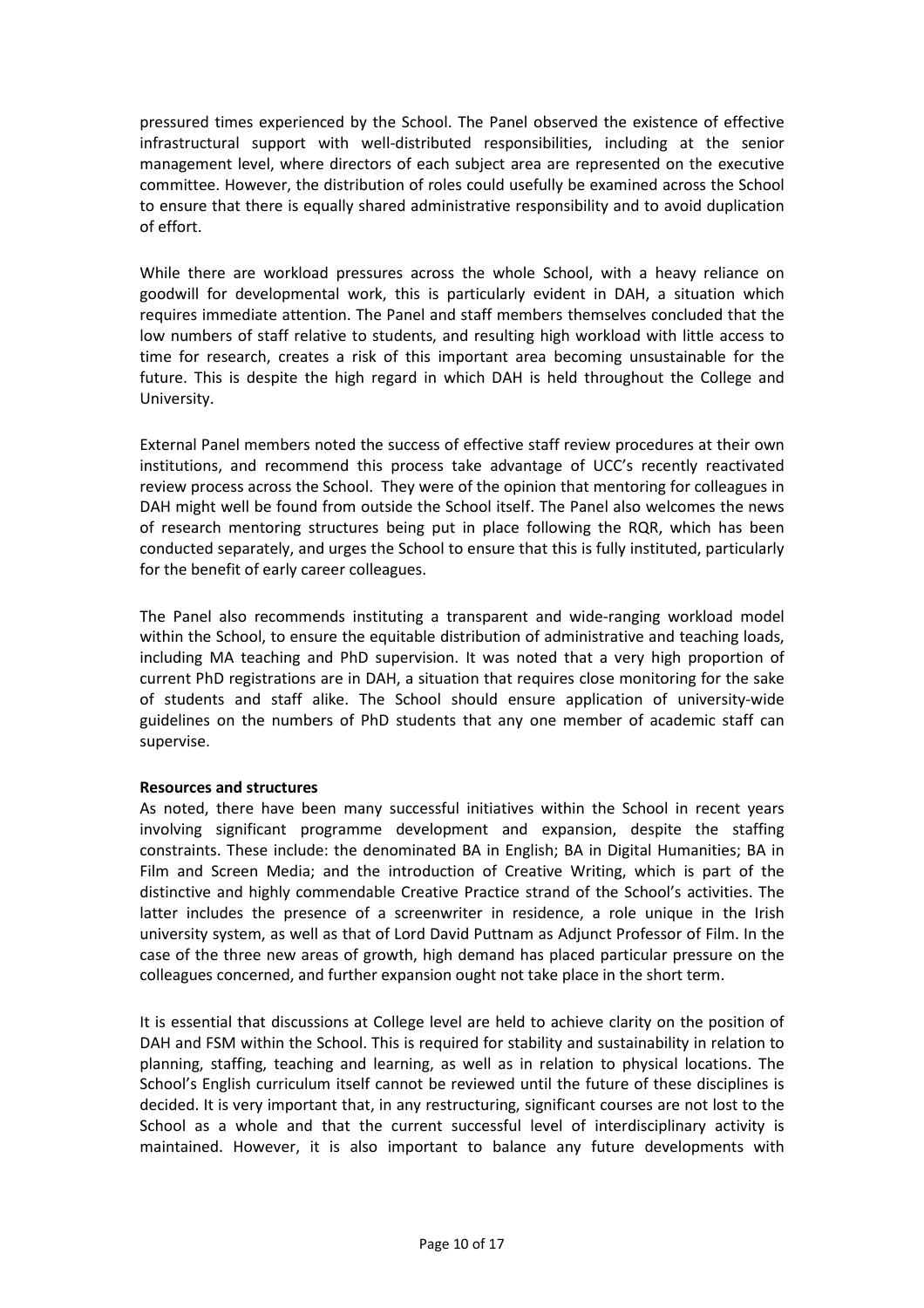pressured times experienced by the School. The Panel observed the existence of effective infrastructural support with well-distributed responsibilities, including at the senior management level, where directors of each subject area are represented on the executive committee. However, the distribution of roles could usefully be examined across the School to ensure that there is equally shared administrative responsibility and to avoid duplication of effort.

While there are workload pressures across the whole School, with a heavy reliance on goodwill for developmental work, this is particularly evident in DAH, a situation which requires immediate attention. The Panel and staff members themselves concluded that the low numbers of staff relative to students, and resulting high workload with little access to time for research, creates a risk of this important area becoming unsustainable for the future. This is despite the high regard in which DAH is held throughout the College and University.

External Panel members noted the success of effective staff review procedures at their own institutions, and recommend this process take advantage of UCC's recently reactivated review process across the School. They were of the opinion that mentoring for colleagues in DAH might well be found from outside the School itself. The Panel also welcomes the news of research mentoring structures being put in place following the RQR, which has been conducted separately, and urges the School to ensure that this is fully instituted, particularly for the benefit of early career colleagues.

The Panel also recommends instituting a transparent and wide-ranging workload model within the School, to ensure the equitable distribution of administrative and teaching loads, including MA teaching and PhD supervision. It was noted that a very high proportion of current PhD registrations are in DAH, a situation that requires close monitoring for the sake of students and staff alike. The School should ensure application of university-wide guidelines on the numbers of PhD students that any one member of academic staff can supervise.

**Resources and structures**

As noted, there have been many successful initiatives within the School in recent years involving significant programme development and expansion, despite the staffing constraints. These include: the denominated BA in English; BA in Digital Humanities; BA in Film and Screen Media; and the introduction of Creative Writing, which is part of the distinctive and highly commendable Creative Practice strand of the School's activities. The latter includes the presence of a screenwriter in residence, a role unique in the Irish university system, as well as that of Lord David Puttnam as Adjunct Professor of Film. In the case of the three new areas of growth, high demand has placed particular pressure on the colleagues concerned, and further expansion ought not take place in the short term.

It is essential that discussions at College level are held to achieve clarity on the position of DAH and FSM within the School. This is required for stability and sustainability in relation to planning, staffing, teaching and learning, as well as in relation to physical locations. The School's English curriculum itself cannot be reviewed until the future of these disciplines is decided. It is very important that, in any restructuring, significant courses are not lost to the School as a whole and that the current successful level of interdisciplinary activity is maintained. However, it is also important to balance any future developments with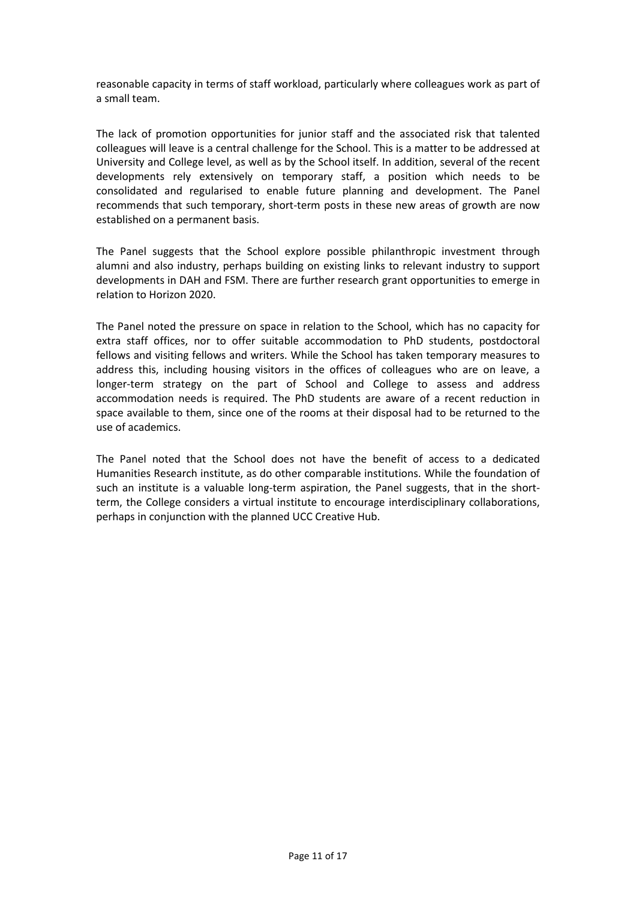reasonable capacity in terms of staff workload, particularly where colleagues work as part of a small team.

The lack of promotion opportunities for junior staff and the associated risk that talented colleagues will leave is a central challenge for the School. This is a matter to be addressed at University and College level, as well as by the School itself. In addition, several of the recent developments rely extensively on temporary staff, a position which needs to be consolidated and regularised to enable future planning and development. The Panel recommends that such temporary, short-term posts in these new areas of growth are now established on a permanent basis.

The Panel suggests that the School explore possible philanthropic investment through alumni and also industry, perhaps building on existing links to relevant industry to support developments in DAH and FSM. There are further research grant opportunities to emerge in relation to Horizon 2020.

The Panel noted the pressure on space in relation to the School, which has no capacity for extra staff offices, nor to offer suitable accommodation to PhD students, postdoctoral fellows and visiting fellows and writers. While the School has taken temporary measures to address this, including housing visitors in the offices of colleagues who are on leave, a longer-term strategy on the part of School and College to assess and address accommodation needs is required. The PhD students are aware of a recent reduction in space available to them, since one of the rooms at their disposal had to be returned to the use of academics.

The Panel noted that the School does not have the benefit of access to a dedicated Humanities Research institute, as do other comparable institutions. While the foundation of such an institute is a valuable long-term aspiration, the Panel suggests, that in the short-term, the College considers a virtual institute to encourage interdisciplinary collaborations, perhaps in conjunction with the planned UCC Creative Hub.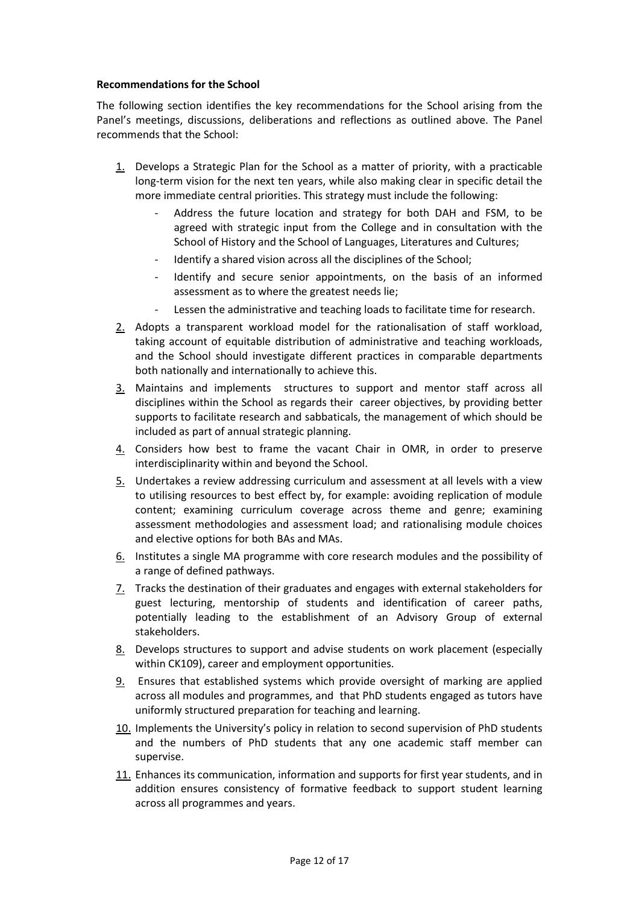**Recommendations for the School**

The following section identifies the key recommendations for the School arising from the Panel's meetings, discussions, deliberations and reflections as outlined above. The Panel recommends that the School:

1. Develops a Strategic Plan for the School as a matter of priority, with a practicable long-term vision for the next ten years, while also making clear in specific detail the more immediate central priorities. This strategy must include the following:
   - Address the future location and strategy for both DAH and FSM, to be agreed with strategic input from the College and in consultation with the School of History and the School of Languages, Literatures and Cultures;
   - Identify a shared vision across all the disciplines of the School;
   - Identify and secure senior appointments, on the basis of an informed assessment as to where the greatest needs lie;
   - Lessen the administrative and teaching loads to facilitate time for research.
2. Adopts a transparent workload model for the rationalisation of staff workload, taking account of equitable distribution of administrative and teaching workloads, and the School should investigate different practices in comparable departments both nationally and internationally to achieve this.
3. Maintains and implements structures to support and mentor staff across all disciplines within the School as regards their career objectives, by providing better supports to facilitate research and sabbaticals, the management of which should be included as part of annual strategic planning.
4. Considers how best to frame the vacant Chair in OMR, in order to preserve interdisciplinarity within and beyond the School.
5. Undertakes a review addressing curriculum and assessment at all levels with a view to utilising resources to best effect by, for example: avoiding replication of module content; examining curriculum coverage across theme and genre; examining assessment methodologies and assessment load; and rationalising module choices and elective options for both BAs and MAs.
6. Institutes a single MA programme with core research modules and the possibility of a range of defined pathways.
7. Tracks the destination of their graduates and engages with external stakeholders for guest lecturing, mentorship of students and identification of career paths, potentially leading to the establishment of an Advisory Group of external stakeholders.
8. Develops structures to support and advise students on work placement (especially within CK109), career and employment opportunities.
9. Ensures that established systems which provide oversight of marking are applied across all modules and programmes, and that PhD students engaged as tutors have uniformly structured preparation for teaching and learning.
10. Implements the University's policy in relation to second supervision of PhD students and the numbers of PhD students that any one academic staff member can supervise.
11. Enhances its communication, information and supports for first year students, and in addition ensures consistency of formative feedback to support student learning across all programmes and years.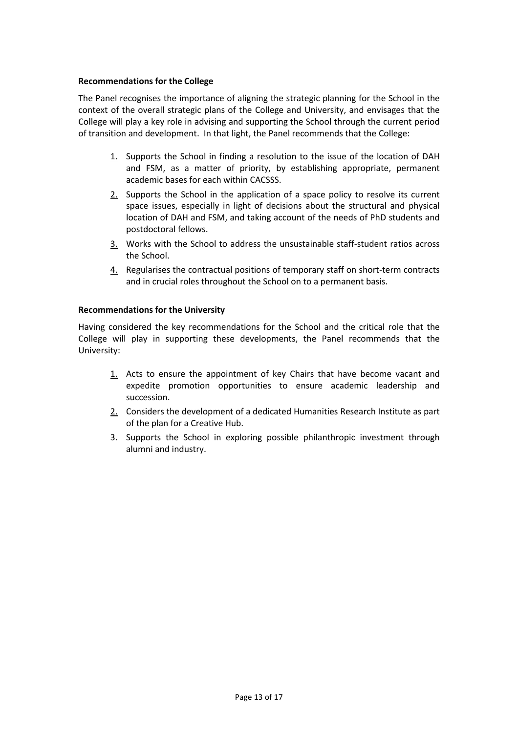**Recommendations for the College**

The Panel recognises the importance of aligning the strategic planning for the School in the context of the overall strategic plans of the College and University, and envisages that the College will play a key role in advising and supporting the School through the current period of transition and development. In that light, the Panel recommends that the College:

1. Supports the School in finding a resolution to the issue of the location of DAH and FSM, as a matter of priority, by establishing appropriate, permanent academic bases for each within CACSSS.
2. Supports the School in the application of a space policy to resolve its current space issues, especially in light of decisions about the structural and physical location of DAH and FSM, and taking account of the needs of PhD students and postdoctoral fellows.
3. Works with the School to address the unsustainable staff-student ratios across the School.
4. Regularises the contractual positions of temporary staff on short-term contracts and in crucial roles throughout the School on to a permanent basis.

**Recommendations for the University**

Having considered the key recommendations for the School and the critical role that the College will play in supporting these developments, the Panel recommends that the University:

1. Acts to ensure the appointment of key Chairs that have become vacant and expedite promotion opportunities to ensure academic leadership and succession.
2. Considers the development of a dedicated Humanities Research Institute as part of the plan for a Creative Hub.
3. Supports the School in exploring possible philanthropic investment through alumni and industry.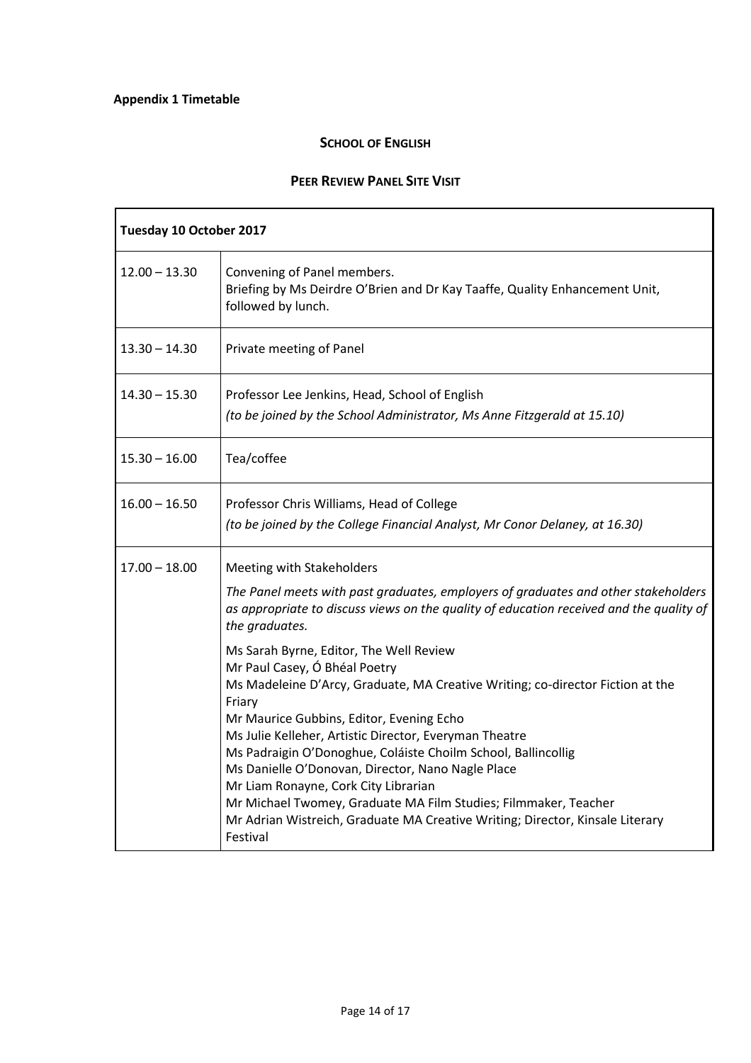**Appendix 1 Timetable**

**SCHOOL OF ENGLISH**

**PEER REVIEW PANEL SITE VISIT**

| **Tuesday 10 October 2017** | |
|---|---|
| 12.00 – 13.30 | Convening of Panel members.<br>Briefing by Ms Deirdre O'Brien and Dr Kay Taaffe, Quality Enhancement Unit, followed by lunch. |
| 13.30 – 14.30 | Private meeting of Panel |
| 14.30 – 15.30 | Professor Lee Jenkins, Head, School of English<br>*(to be joined by the School Administrator, Ms Anne Fitzgerald at 15.10)* |
| 15.30 – 16.00 | Tea/coffee |
| 16.00 – 16.50 | Professor Chris Williams, Head of College<br>*(to be joined by the College Financial Analyst, Mr Conor Delaney, at 16.30)* |
| 17.00 – 18.00 | Meeting with Stakeholders<br>*The Panel meets with past graduates, employers of graduates and other stakeholders as appropriate to discuss views on the quality of education received and the quality of the graduates.*<br>Ms Sarah Byrne, Editor, The Well Review<br>Mr Paul Casey, Ó Bhéal Poetry<br>Ms Madeleine D'Arcy, Graduate, MA Creative Writing; co-director Fiction at the Friary<br>Mr Maurice Gubbins, Editor, Evening Echo<br>Ms Julie Kelleher, Artistic Director, Everyman Theatre<br>Ms Padraigin O'Donoghue, Coláiste Choilm School, Ballincollig<br>Ms Danielle O'Donovan, Director, Nano Nagle Place<br>Mr Liam Ronayne, Cork City Librarian<br>Mr Michael Twomey, Graduate MA Film Studies; Filmmaker, Teacher<br>Mr Adrian Wistreich, Graduate MA Creative Writing; Director, Kinsale Literary Festival |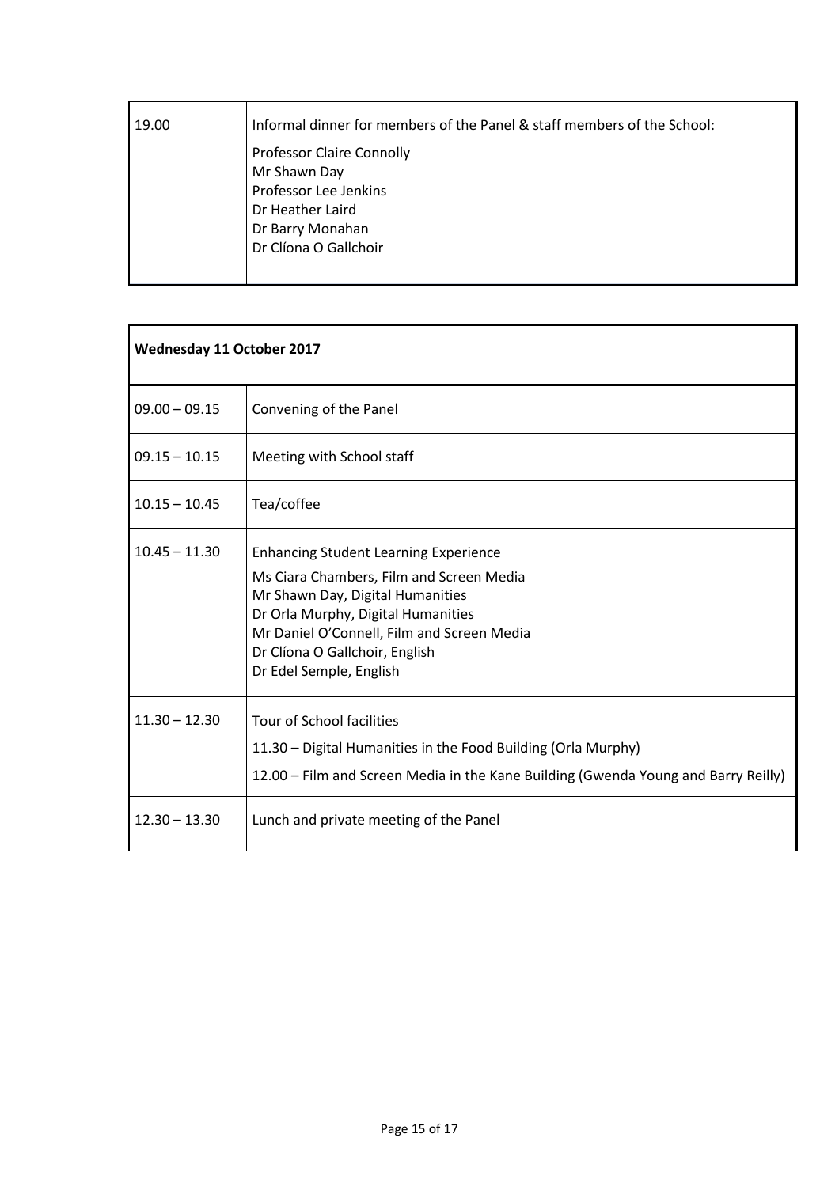| | |
|---|---|
| 19.00 | Informal dinner for members of the Panel & staff members of the School:<br>Professor Claire Connolly<br>Mr Shawn Day<br>Professor Lee Jenkins<br>Dr Heather Laird<br>Dr Barry Monahan<br>Dr Clíona O Gallchoir |

| **Wednesday 11 October 2017** | |
|---|---|
| 09.00 – 09.15 | Convening of the Panel |
| 09.15 – 10.15 | Meeting with School staff |
| 10.15 – 10.45 | Tea/coffee |
| 10.45 – 11.30 | Enhancing Student Learning Experience<br>Ms Ciara Chambers, Film and Screen Media<br>Mr Shawn Day, Digital Humanities<br>Dr Orla Murphy, Digital Humanities<br>Mr Daniel O'Connell, Film and Screen Media<br>Dr Clíona O Gallchoir, English<br>Dr Edel Semple, English |
| 11.30 – 12.30 | Tour of School facilities<br>11.30 – Digital Humanities in the Food Building (Orla Murphy)<br>12.00 – Film and Screen Media in the Kane Building (Gwenda Young and Barry Reilly) |
| 12.30 – 13.30 | Lunch and private meeting of the Panel |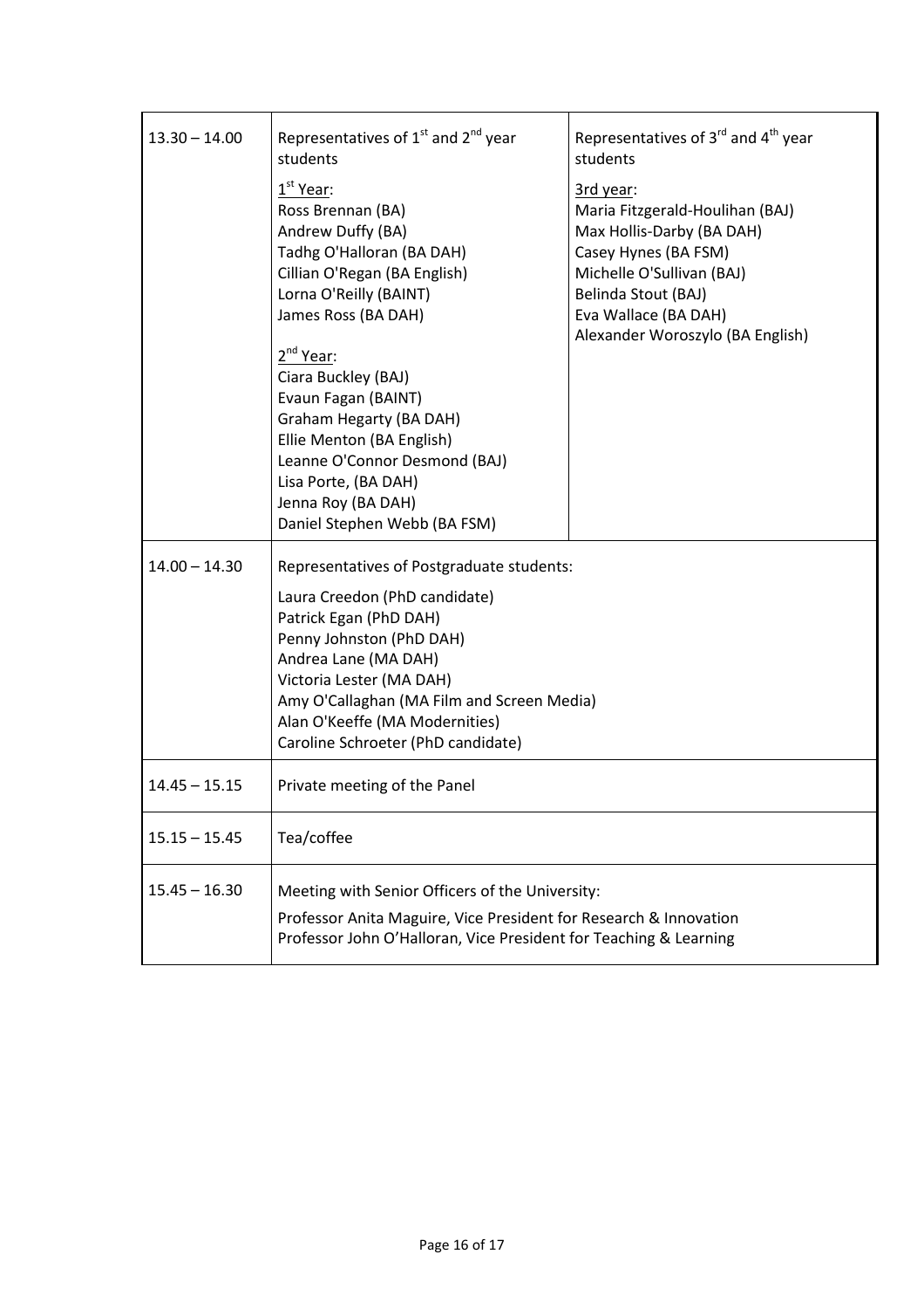| | | |
|---|---|---|
| 13.30 – 14.00 | Representatives of 1st and 2nd year students<br><br>1st Year:<br>Ross Brennan (BA)<br>Andrew Duffy (BA)<br>Tadhg O'Halloran (BA DAH)<br>Cillian O'Regan (BA English)<br>Lorna O'Reilly (BAINT)<br>James Ross (BA DAH)<br><br>2nd Year:<br>Ciara Buckley (BAJ)<br>Evaun Fagan (BAINT)<br>Graham Hegarty (BA DAH)<br>Ellie Menton (BA English)<br>Leanne O'Connor Desmond (BAJ)<br>Lisa Porte, (BA DAH)<br>Jenna Roy (BA DAH)<br>Daniel Stephen Webb (BA FSM) | Representatives of 3rd and 4th year students<br><br>3rd year:<br>Maria Fitzgerald-Houlihan (BAJ)<br>Max Hollis-Darby (BA DAH)<br>Casey Hynes (BA FSM)<br>Michelle O'Sullivan (BAJ)<br>Belinda Stout (BAJ)<br>Eva Wallace (BA DAH)<br>Alexander Woroszylo (BA English) |
| 14.00 – 14.30 | Representatives of Postgraduate students:<br><br>Laura Creedon (PhD candidate)<br>Patrick Egan (PhD DAH)<br>Penny Johnston (PhD DAH)<br>Andrea Lane (MA DAH)<br>Victoria Lester (MA DAH)<br>Amy O'Callaghan (MA Film and Screen Media)<br>Alan O'Keeffe (MA Modernities)<br>Caroline Schroeter (PhD candidate) | |
| 14.45 – 15.15 | Private meeting of the Panel | |
| 15.15 – 15.45 | Tea/coffee | |
| 15.45 – 16.30 | Meeting with Senior Officers of the University:<br><br>Professor Anita Maguire, Vice President for Research & Innovation<br>Professor John O'Halloran, Vice President for Teaching & Learning | |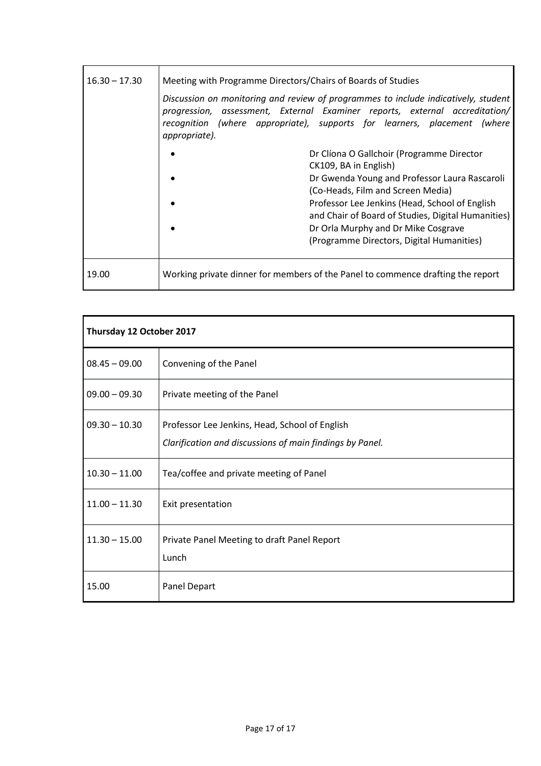| | |
|---|---|
| 16.30 – 17.30 | Meeting with Programme Directors/Chairs of Boards of Studies<br>*Discussion on monitoring and review of programmes to include indicatively, student progression, assessment, External Examiner reports, external accreditation/ recognition (where appropriate), supports for learners, placement (where appropriate).*<br>• Dr Clíona O Gallchoir (Programme Director CK109, BA in English)<br>• Dr Gwenda Young and Professor Laura Rascaroli (Co-Heads, Film and Screen Media)<br>• Professor Lee Jenkins (Head, School of English and Chair of Board of Studies, Digital Humanities)<br>• Dr Orla Murphy and Dr Mike Cosgrave (Programme Directors, Digital Humanities) |
| 19.00 | Working private dinner for members of the Panel to commence drafting the report |

| **Thursday 12 October 2017** | |
|---|---|
| 08.45 – 09.00 | Convening of the Panel |
| 09.00 – 09.30 | Private meeting of the Panel |
| 09.30 – 10.30 | Professor Lee Jenkins, Head, School of English<br>*Clarification and discussions of main findings by Panel.* |
| 10.30 – 11.00 | Tea/coffee and private meeting of Panel |
| 11.00 – 11.30 | Exit presentation |
| 11.30 – 15.00 | Private Panel Meeting to draft Panel Report<br>Lunch |
| 15.00 | Panel Depart |